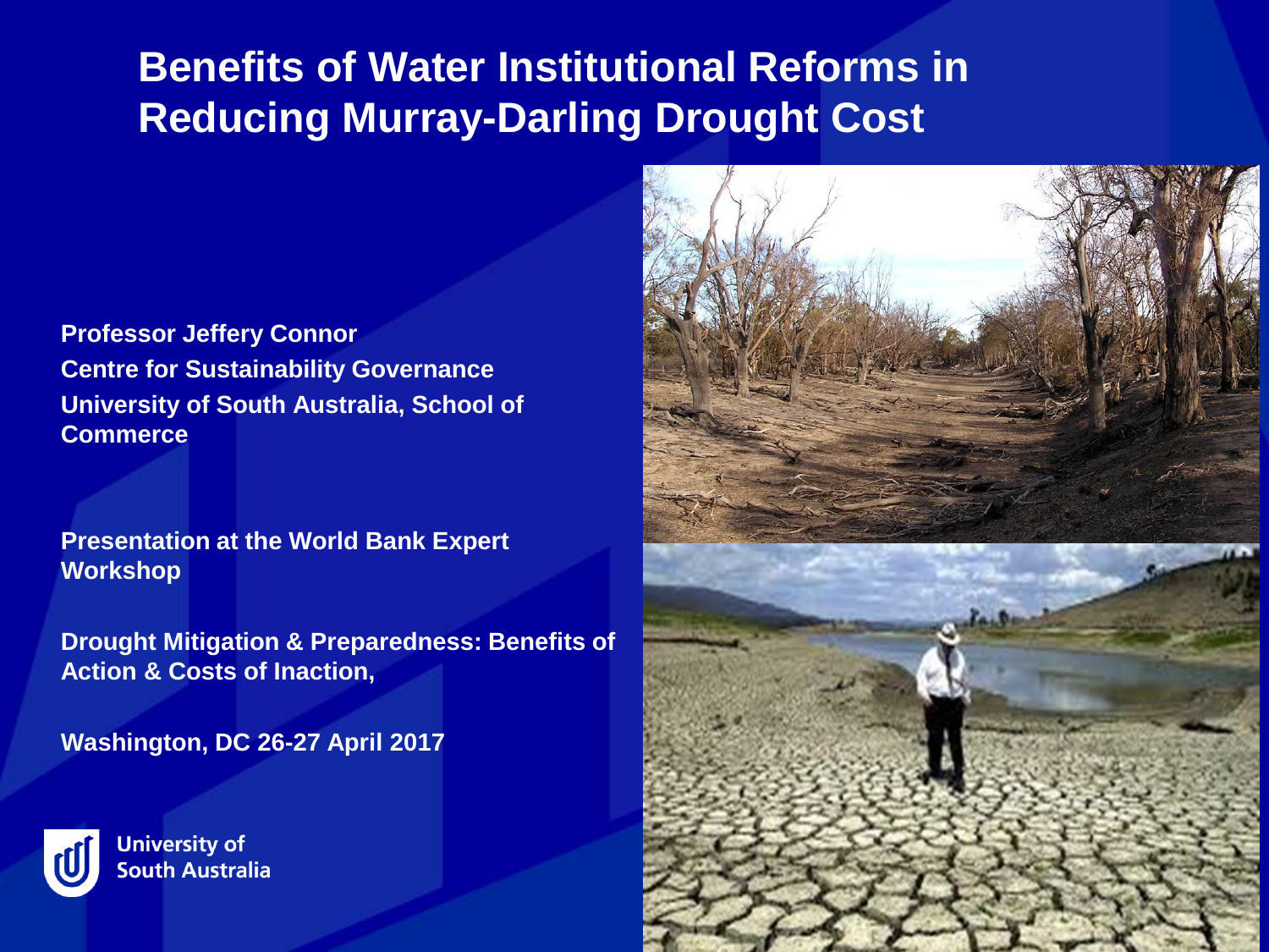# Benefits of Water Institutional Reforms in Reducing Murray-Darling Drought Cost

**Professor Jeffery Connor**
**Centre for Sustainability Governance**
**University of South Australia, School of Commerce**

**Presentation at the World Bank Expert Workshop**

**Drought Mitigation & Preparedness: Benefits of Action & Costs of Inaction,**

**Washington, DC 26-27 April 2017**

University of South Australia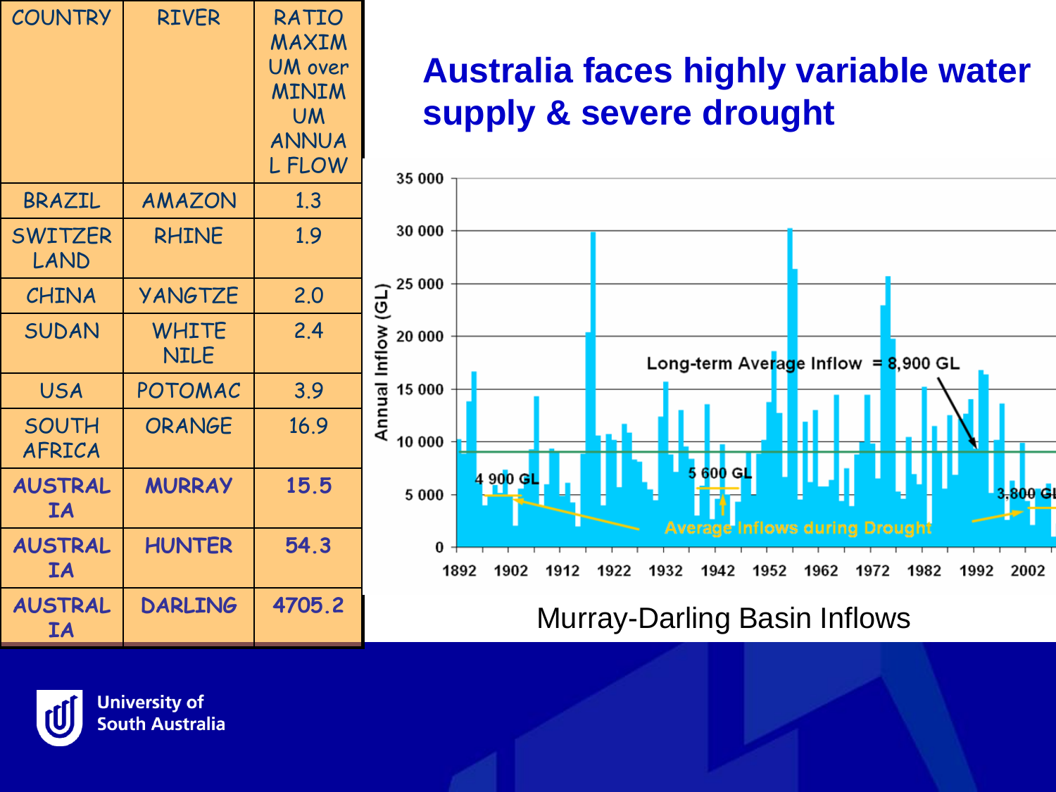# Australia faces highly variable water supply & severe drought

| COUNTRY | RIVER | RATIO MAXIMUM over MINIMUM ANNUAL FLOW |
|---|---|---|
| BRAZIL | AMAZON | 1.3 |
| SWITZERLAND | RHINE | 1.9 |
| CHINA | YANGTZE | 2.0 |
| SUDAN | WHITE NILE | 2.4 |
| USA | POTOMAC | 3.9 |
| SOUTH AFRICA | ORANGE | 16.9 |
| AUSTRALIA | MURRAY | 15.5 |
| AUSTRALIA | HUNTER | 54.3 |
| AUSTRALIA | DARLING | 4705.2 |

Murray-Darling Basin Inflows

University of South Australia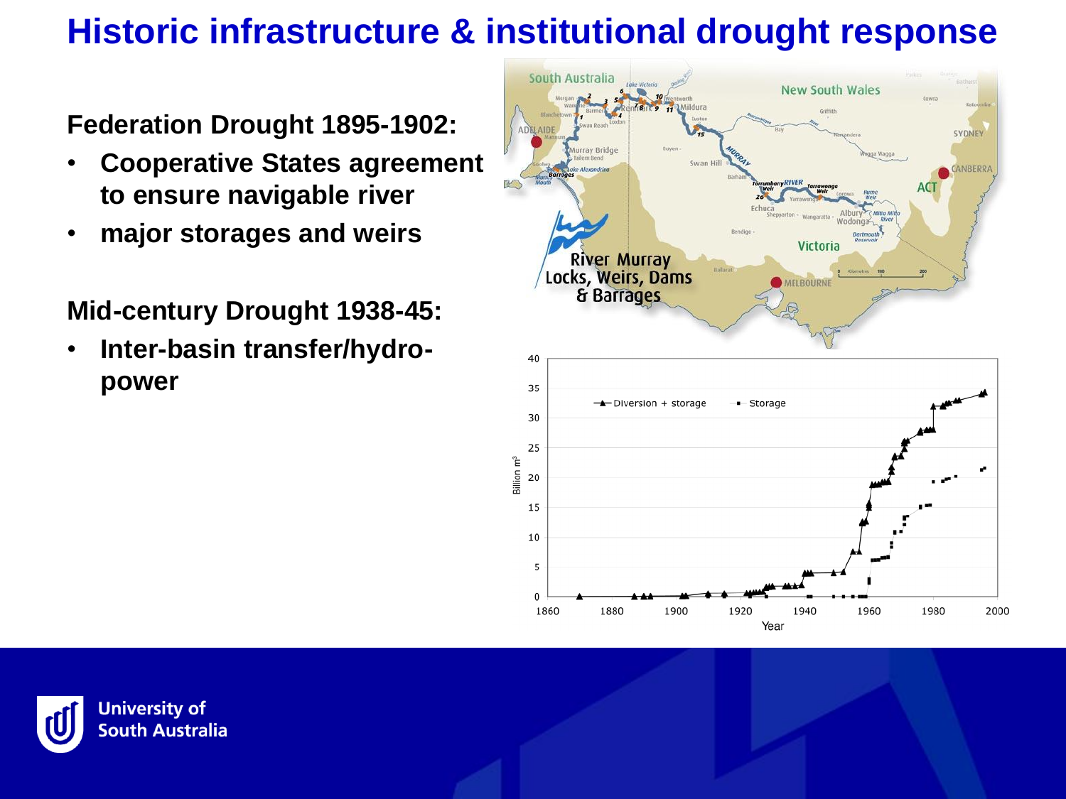# Historic infrastructure & institutional drought response

**Federation Drought 1895-1902:**

- **Cooperative States agreement to ensure navigable river**
- **major storages and weirs**

**Mid-century Drought 1938-45:**

- **Inter-basin transfer/hydro-power**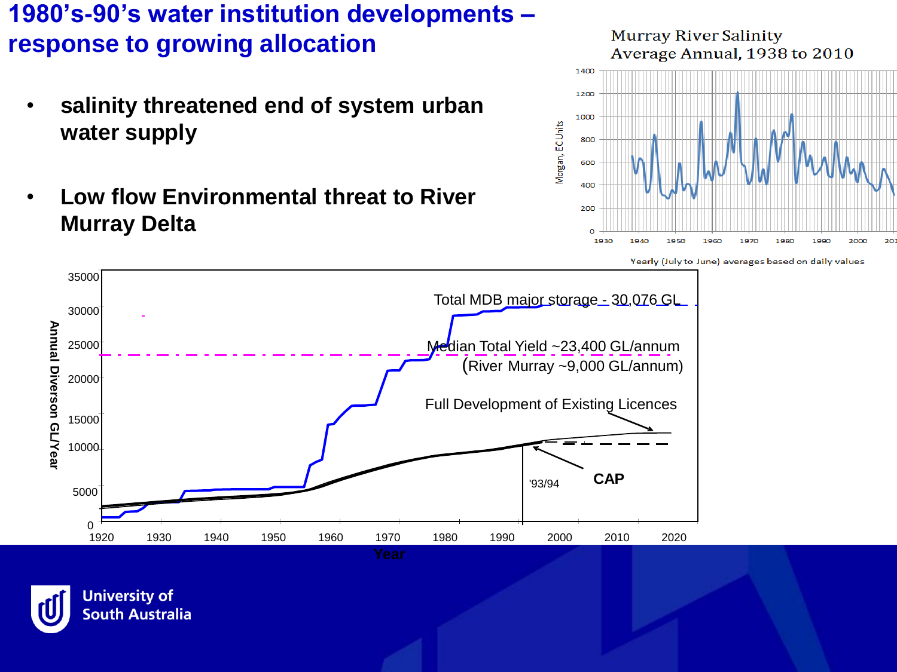# 1980's-90's water institution developments – response to growing allocation

- **salinity threatened end of system urban water supply**
- **Low flow Environmental threat to River Murray Delta**

Murray River Salinity
Average Annual, 1938 to 2010

Morgan, EC Units

Yearly (July to June) averages based on daily values

Total MDB major storage - 30,076 GL

Median Total Yield ~23,400 GL/annum
(River Murray ~9,000 GL/annum)

Full Development of Existing Licences

CAP

'93/94

Annual Diverson GL/Year

Year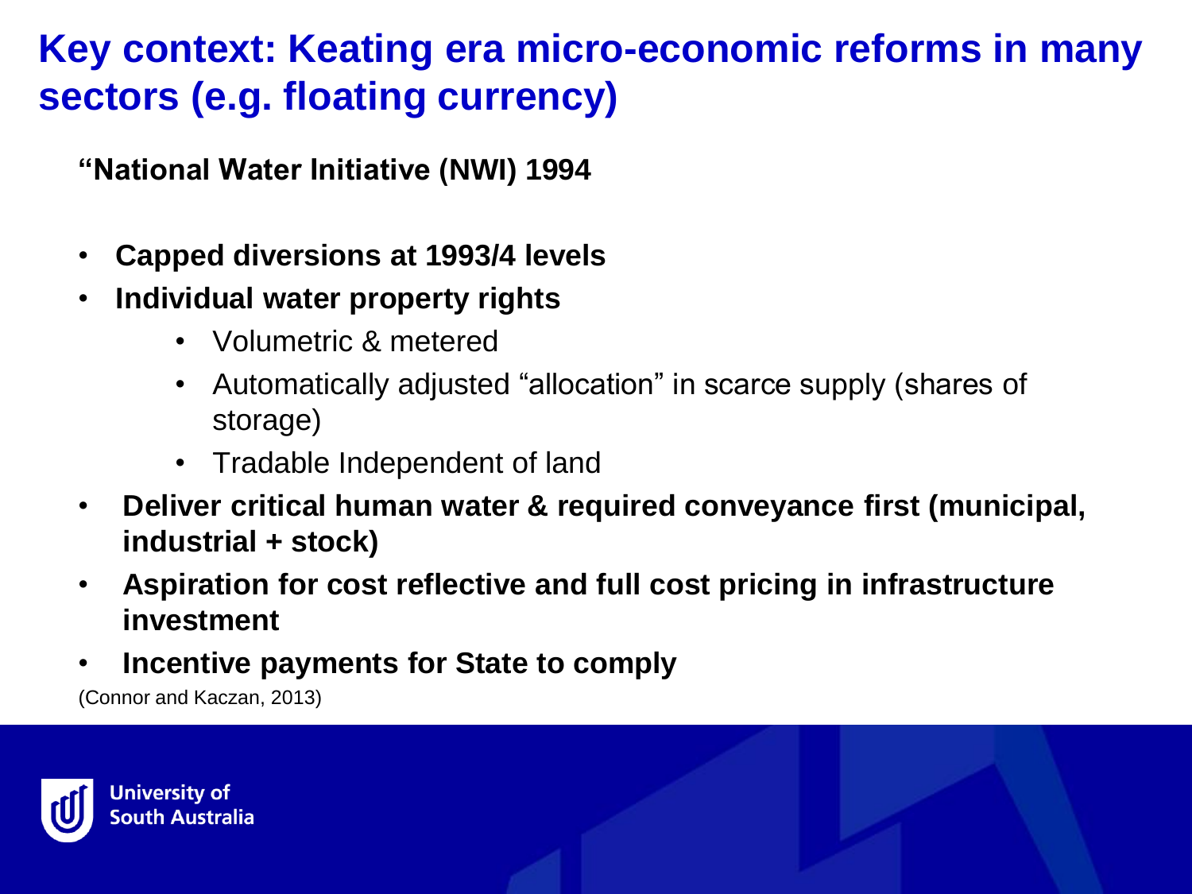# Key context: Keating era micro-economic reforms in many sectors (e.g. floating currency)

**“National Water Initiative (NWI) 1994**

- **Capped diversions at 1993/4 levels**
- **Individual water property rights**
  - Volumetric & metered
  - Automatically adjusted “allocation” in scarce supply (shares of storage)
  - Tradable Independent of land
- **Deliver critical human water & required conveyance first (municipal, industrial + stock)**
- **Aspiration for cost reflective and full cost pricing in infrastructure investment**
- **Incentive payments for State to comply**

(Connor and Kaczan, 2013)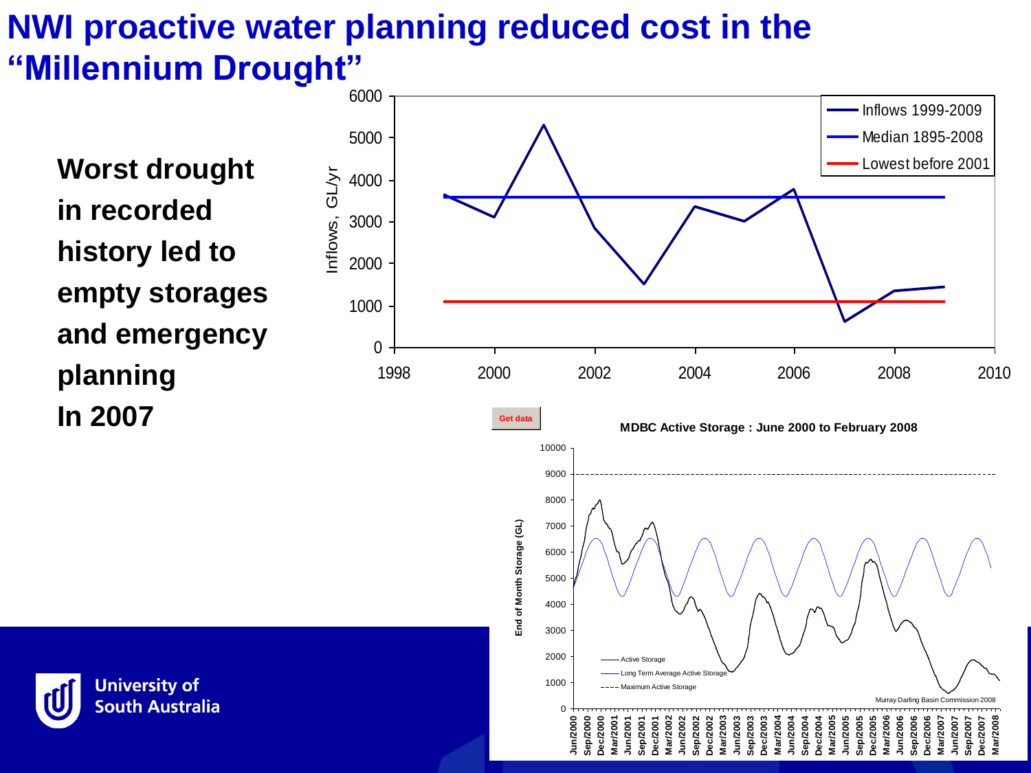# NWI proactive water planning reduced cost in the "Millennium Drought"

**Worst drought in recorded history led to empty storages and emergency planning In 2007**

Inflows, GL/yr

- Inflows 1999-2009
- Median 1895-2008
- Lowest before 2001

Get data

**MDBC Active Storage : June 2000 to February 2008**

End of Month Storage (GL)

- Active Storage
- Long Term Average Active Storage
- Maximum Active Storage

Murray Darling Basin Commission 2008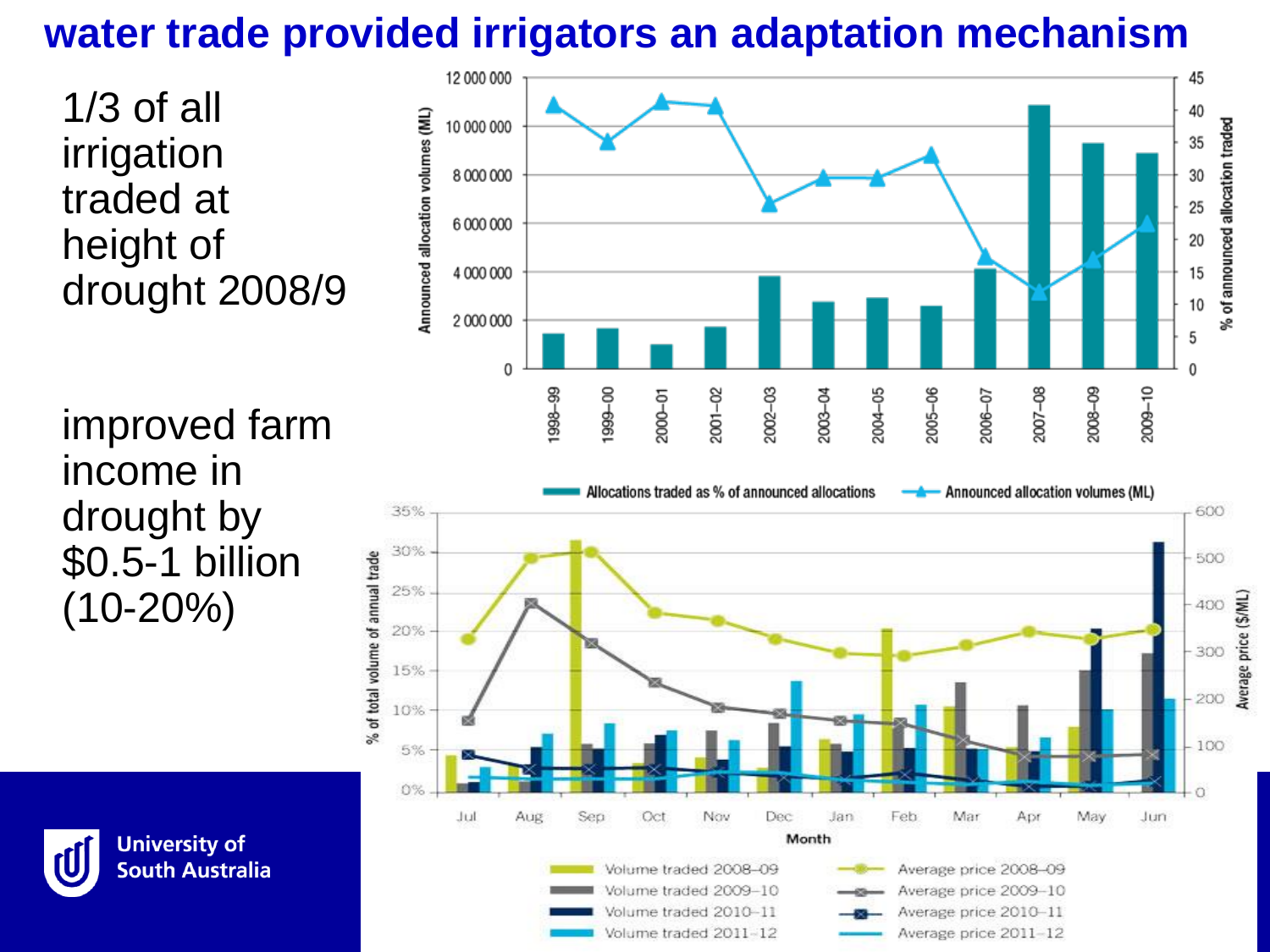# water trade provided irrigators an adaptation mechanism

1/3 of all irrigation traded at height of drought 2008/9

improved farm income in drought by $0.5-1 billion (10-20%)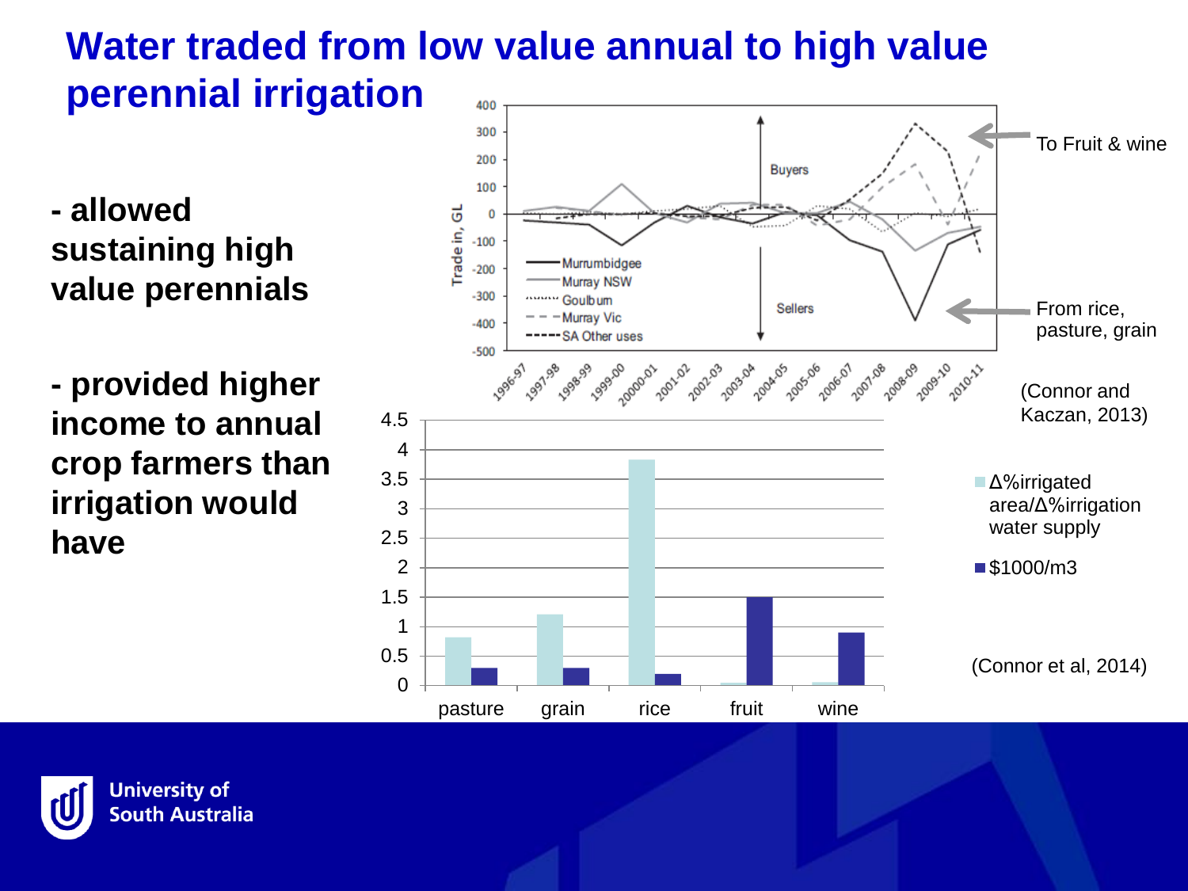# Water traded from low value annual to high value perennial irrigation

- allowed sustaining high value perennials

- provided higher income to annual crop farmers than irrigation would have

To Fruit & wine

From rice, pasture, grain

(Connor and Kaczan, 2013)

| | pasture | grain | rice | fruit | wine |
|---|---|---|---|---|---|
| Δ%irrigated area/Δ%irrigation water supply | 0.82 | 1.2 | 3.82 | 0.05 | 0.05 |
| $1000/m3 | 0.3 | 0.3 | 0.2 | 1.5 | 0.9 |

(Connor et al, 2014)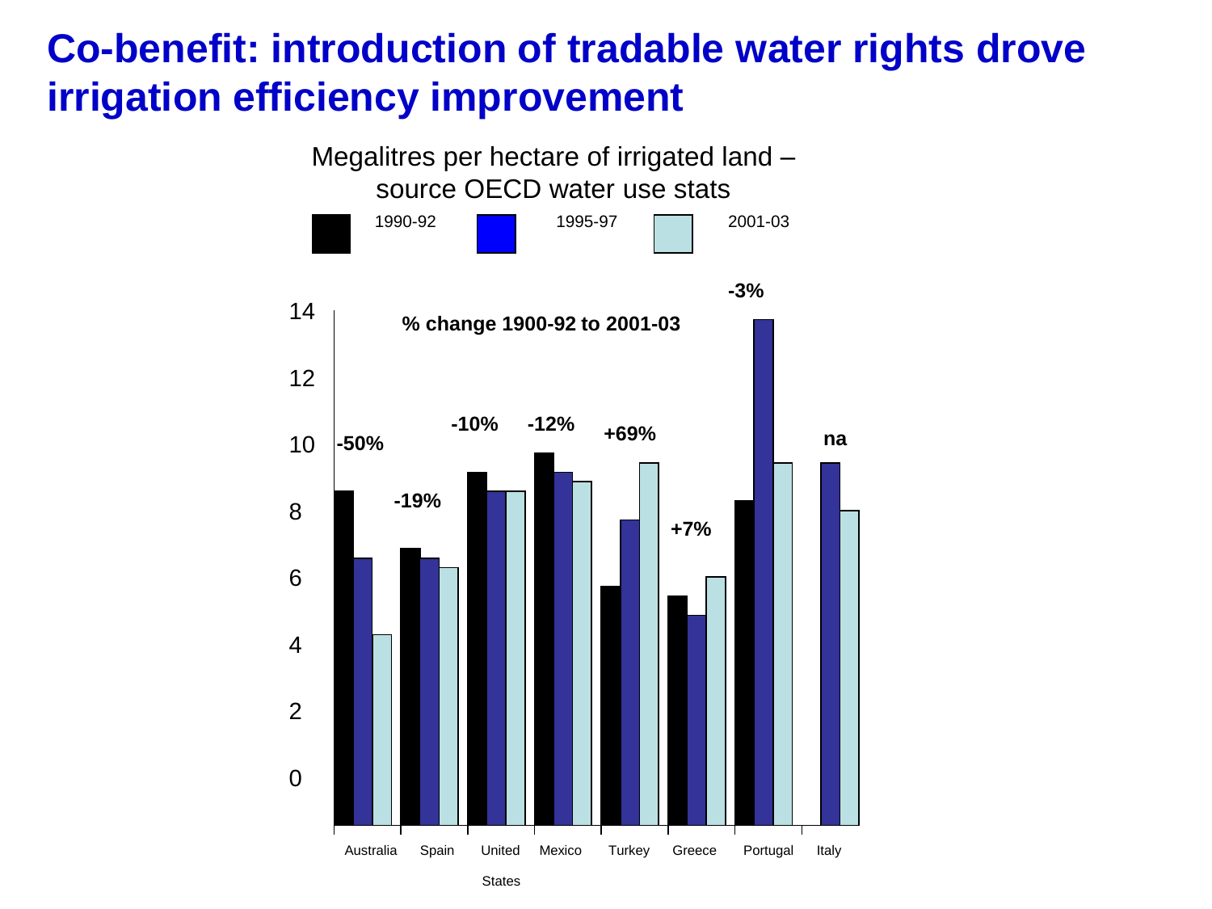# Co-benefit: introduction of tradable water rights drove irrigation efficiency improvement

Megalitres per hectare of irrigated land – source OECD water use stats

1990-92 | 1995-97 | 2001-03

% change 1900-92 to 2001-03

| Country | % change |
|---|---|
| Australia | -50% |
| Spain | -19% |
| United States | -10% |
| Mexico | -12% |
| Turkey | +69% |
| Greece | +7% |
| Portugal | -3% |
| Italy | na |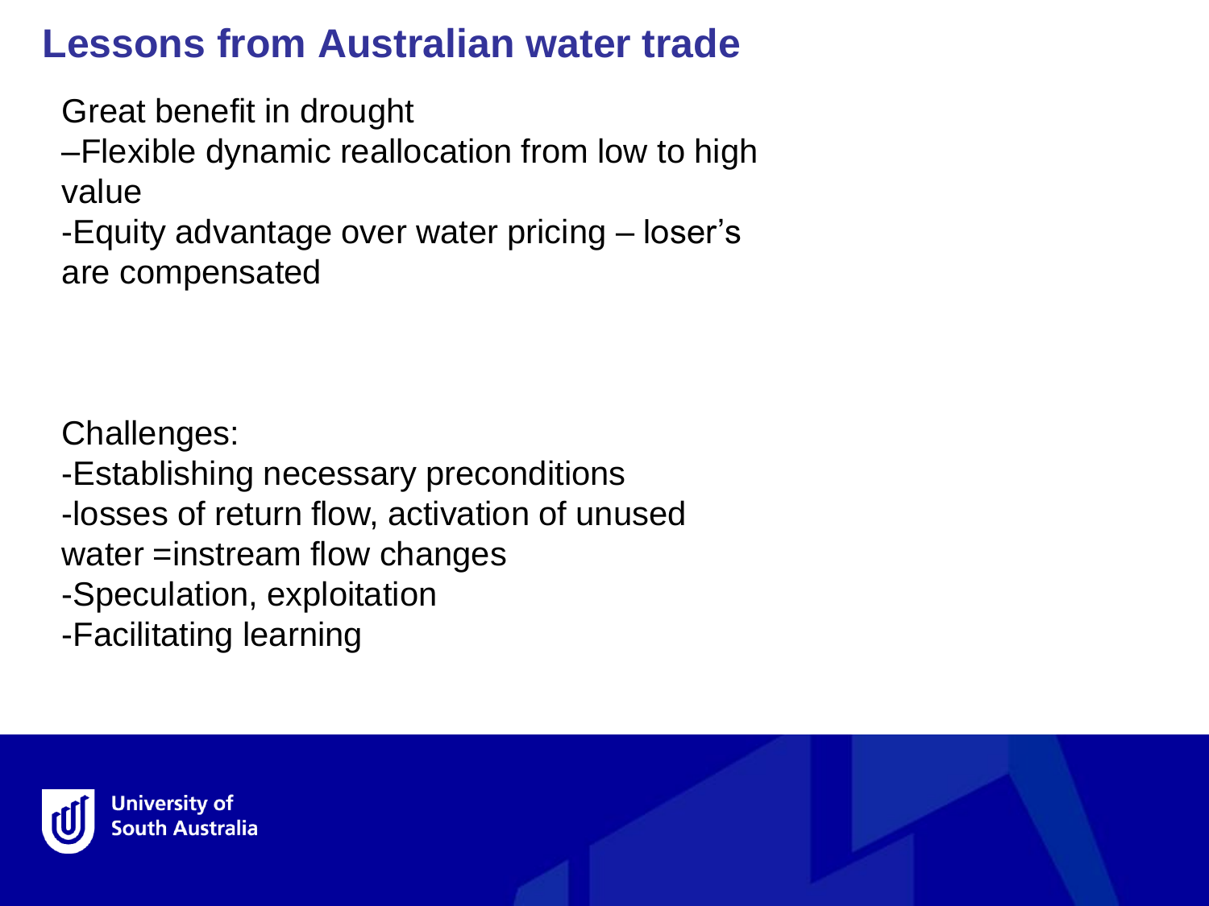# Lessons from Australian water trade

Great benefit in drought

–Flexible dynamic reallocation from low to high value

-Equity advantage over water pricing – loser's are compensated

Challenges:

-Establishing necessary preconditions

-losses of return flow, activation of unused water =instream flow changes

-Speculation, exploitation

-Facilitating learning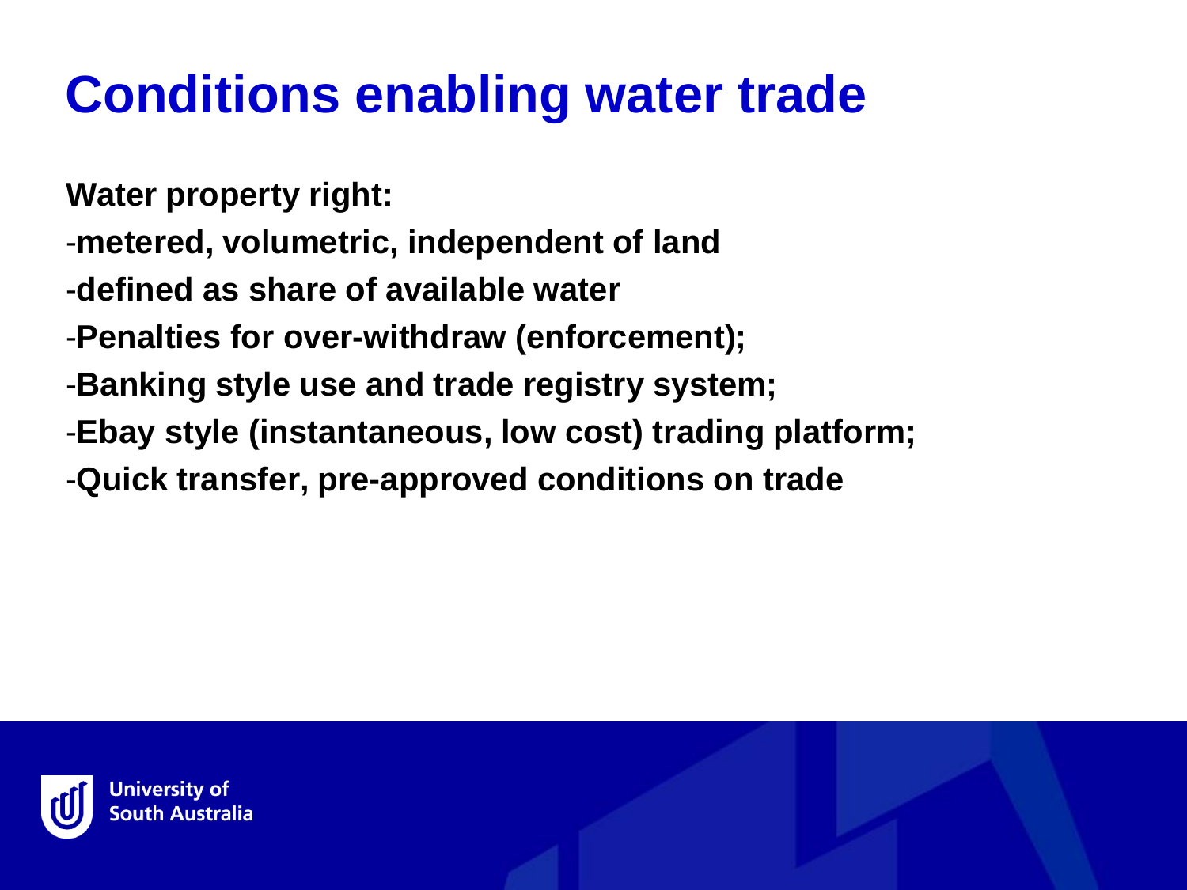# Conditions enabling water trade

**Water property right:**

-**metered, volumetric, independent of land**

-**defined as share of available water**

-**Penalties for over-withdraw (enforcement);**

-**Banking style use and trade registry system;**

-**Ebay style (instantaneous, low cost) trading platform;**

-**Quick transfer, pre-approved conditions on trade**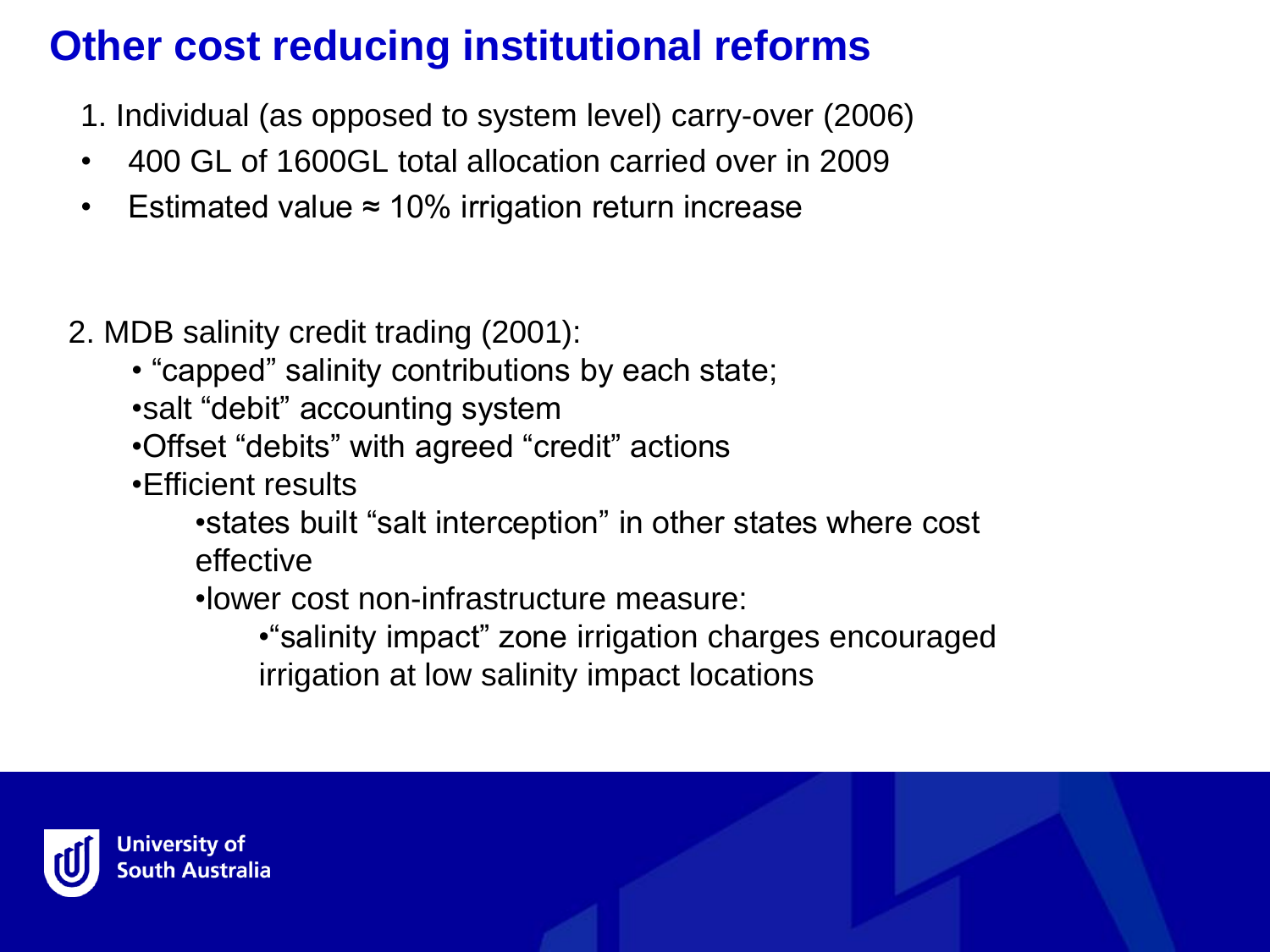# Other cost reducing institutional reforms

1. Individual (as opposed to system level) carry-over (2006)

- 400 GL of 1600GL total allocation carried over in 2009
- Estimated value ≈ 10% irrigation return increase

2. MDB salinity credit trading (2001):

- “capped” salinity contributions by each state;
- salt “debit” accounting system
- Offset “debits” with agreed “credit” actions
- Efficient results
  - states built “salt interception” in other states where cost effective
  - lower cost non-infrastructure measure:
    - “salinity impact” zone irrigation charges encouraged irrigation at low salinity impact locations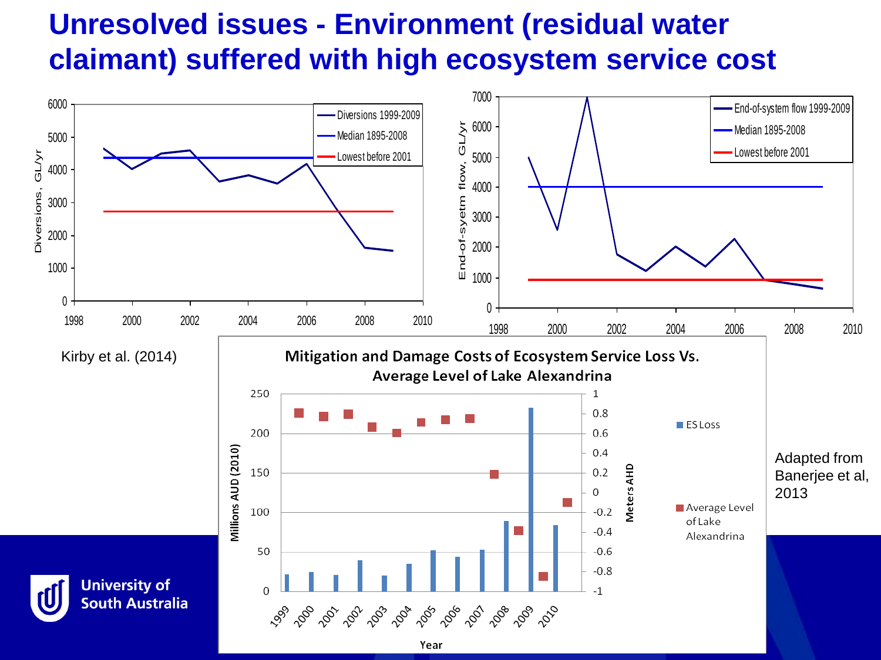# Unresolved issues - Environment (residual water claimant) suffered with high ecosystem service cost

Diversions, GL/yr

- Diversions 1999-2009
- Median 1895-2008
- Lowest before 2001

End-of-syetm flow, GL/yr

- End-of-system flow 1999-2009
- Median 1895-2008
- Lowest before 2001

Kirby et al. (2014)

**Mitigation and Damage Costs of Ecosystem Service Loss Vs. Average Level of Lake Alexandrina**

Millions AUD (2010) — Meters AHD — Year

- ES Loss
- Average Level of Lake Alexandrina

Adapted from Banerjee et al, 2013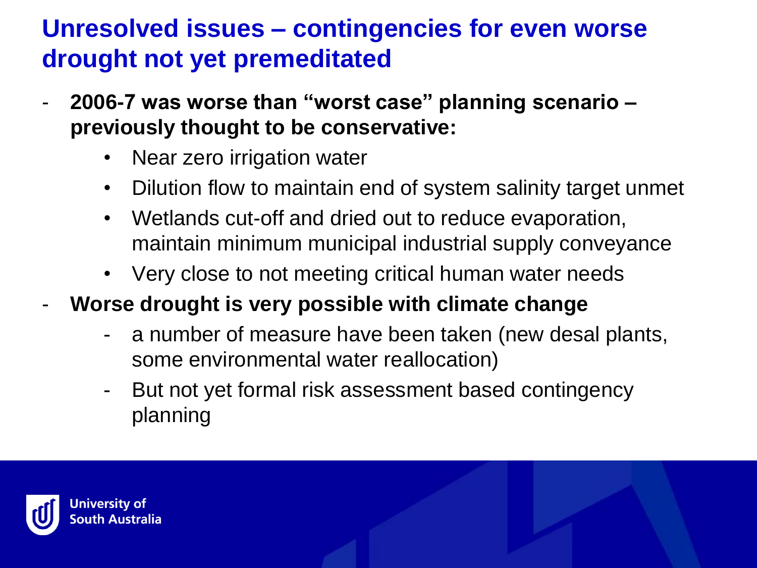# Unresolved issues – contingencies for even worse drought not yet premeditated

- **2006-7 was worse than "worst case" planning scenario – previously thought to be conservative:**
    - Near zero irrigation water
    - Dilution flow to maintain end of system salinity target unmet
    - Wetlands cut-off and dried out to reduce evaporation, maintain minimum municipal industrial supply conveyance
    - Very close to not meeting critical human water needs
- **Worse drought is very possible with climate change**
    - a number of measure have been taken (new desal plants, some environmental water reallocation)
    - But not yet formal risk assessment based contingency planning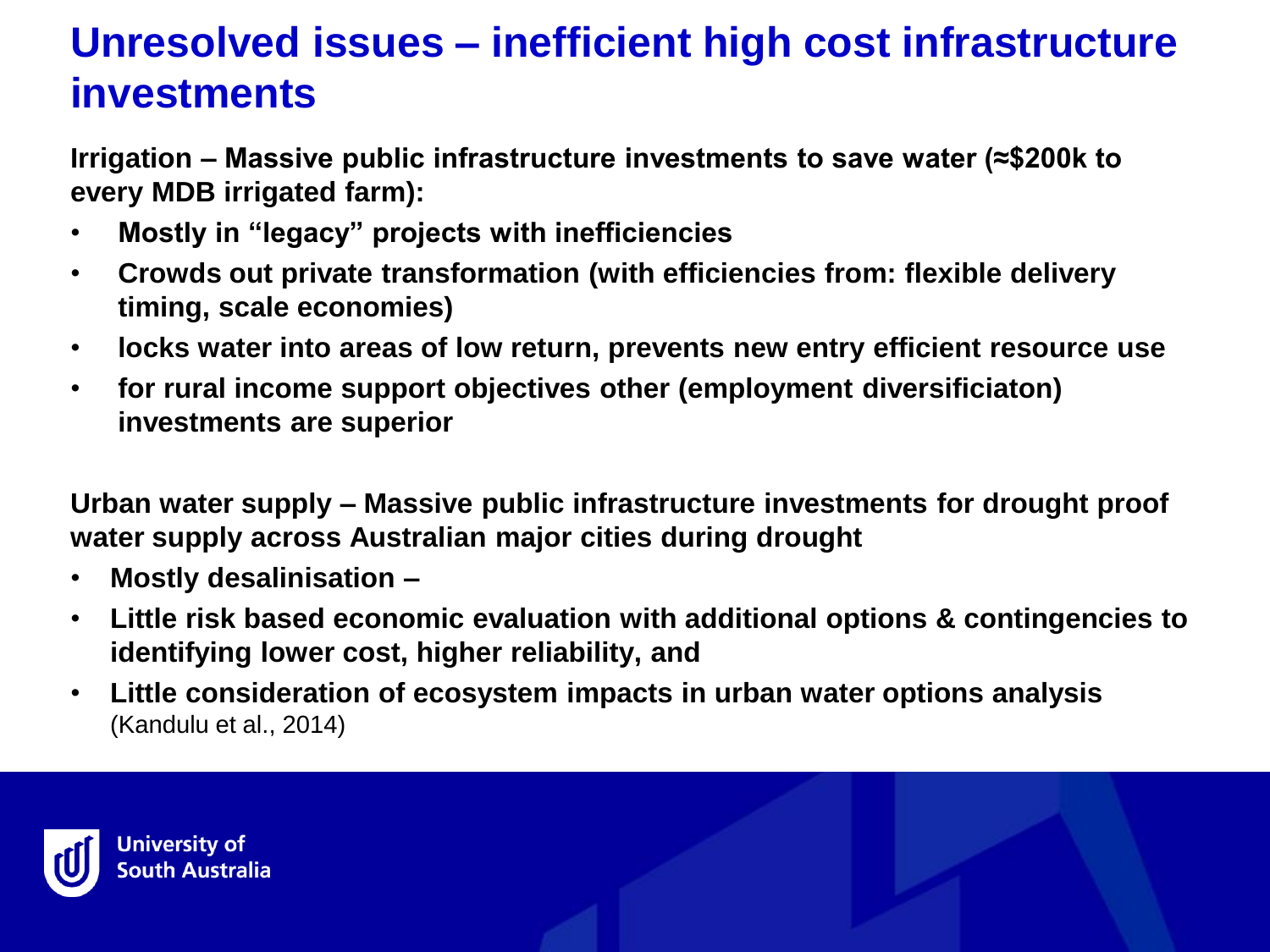# Unresolved issues – inefficient high cost infrastructure investments

**Irrigation – Massive public infrastructure investments to save water (≈$200k to every MDB irrigated farm):**

- **Mostly in "legacy" projects with inefficiencies**
- **Crowds out private transformation (with efficiencies from: flexible delivery timing, scale economies)**
- **locks water into areas of low return, prevents new entry efficient resource use**
- **for rural income support objectives other (employment diversificiaton) investments are superior**

**Urban water supply – Massive public infrastructure investments for drought proof water supply across Australian major cities during drought**

- **Mostly desalinisation –**
- **Little risk based economic evaluation with additional options & contingencies to identifying lower cost, higher reliability, and**
- **Little consideration of ecosystem impacts in urban water options analysis** (Kandulu et al., 2014)

University of South Australia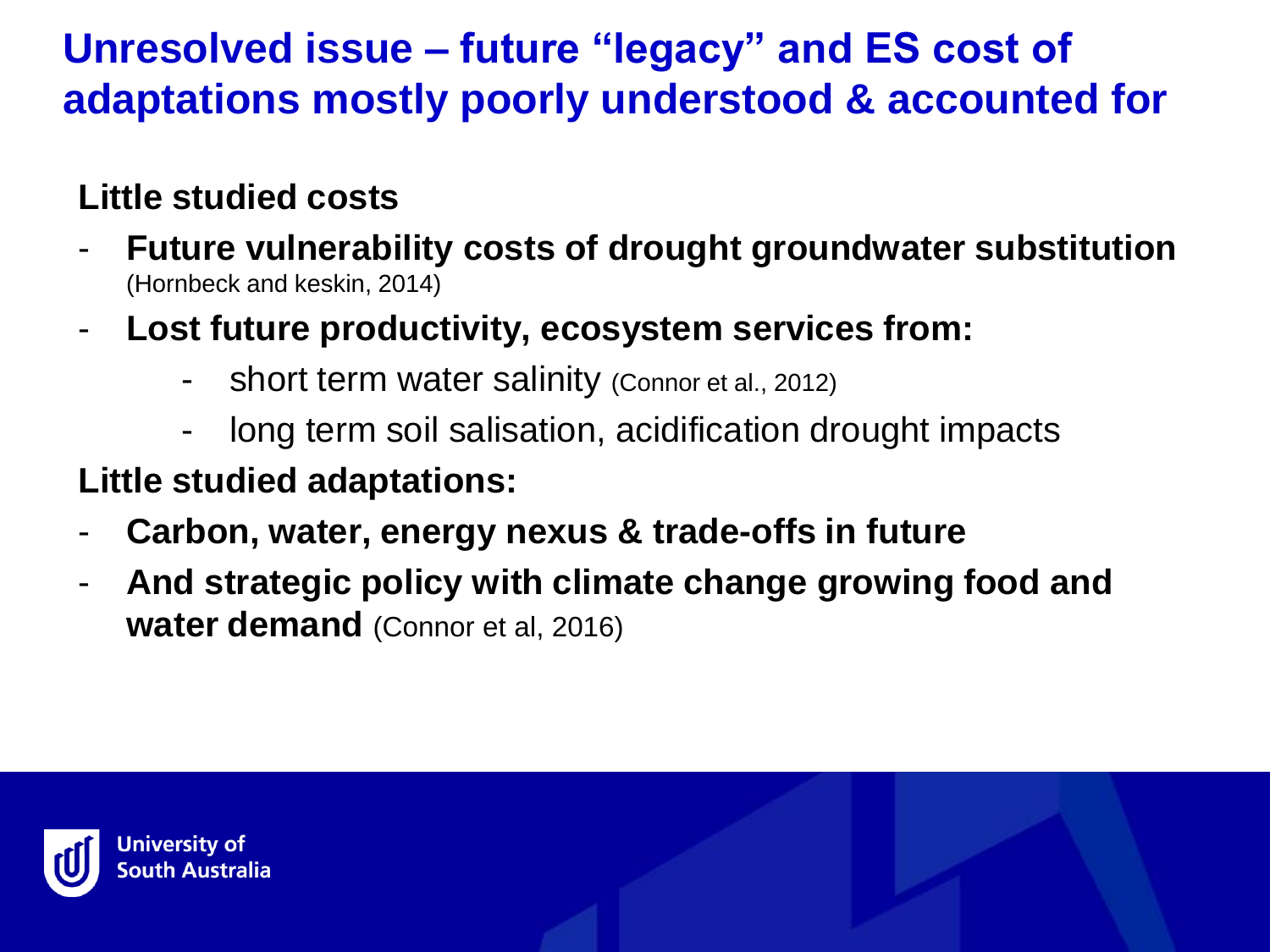# Unresolved issue – future "legacy" and ES cost of adaptations mostly poorly understood & accounted for

**Little studied costs**

- **Future vulnerability costs of drought groundwater substitution** (Hornbeck and keskin, 2014)
- **Lost future productivity, ecosystem services from:**
  - short term water salinity (Connor et al., 2012)
  - long term soil salisation, acidification drought impacts

**Little studied adaptations:**

- **Carbon, water, energy nexus & trade-offs in future**
- **And strategic policy with climate change growing food and water demand** (Connor et al, 2016)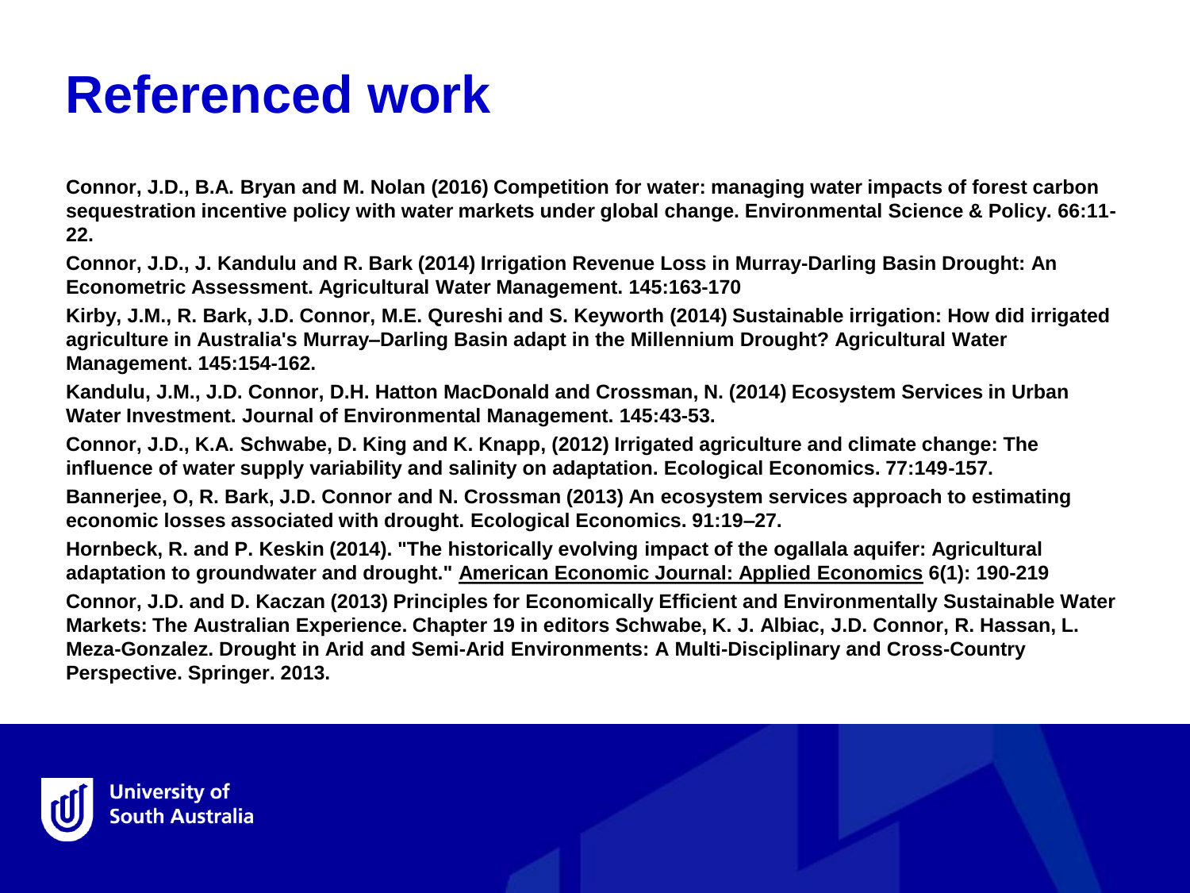# Referenced work

**Connor, J.D., B.A. Bryan and M. Nolan (2016) Competition for water: managing water impacts of forest carbon sequestration incentive policy with water markets under global change. Environmental Science & Policy. 66:11-22.**

**Connor, J.D., J. Kandulu and R. Bark (2014) Irrigation Revenue Loss in Murray-Darling Basin Drought: An Econometric Assessment. Agricultural Water Management. 145:163-170**

**Kirby, J.M., R. Bark, J.D. Connor, M.E. Qureshi and S. Keyworth (2014) Sustainable irrigation: How did irrigated agriculture in Australia's Murray–Darling Basin adapt in the Millennium Drought? Agricultural Water Management. 145:154-162.**

**Kandulu, J.M., J.D. Connor, D.H. Hatton MacDonald and Crossman, N. (2014) Ecosystem Services in Urban Water Investment. Journal of Environmental Management. 145:43-53.**

**Connor, J.D., K.A. Schwabe, D. King and K. Knapp, (2012) Irrigated agriculture and climate change: The influence of water supply variability and salinity on adaptation. Ecological Economics. 77:149-157.**

**Bannerjee, O, R. Bark, J.D. Connor and N. Crossman (2013) An ecosystem services approach to estimating economic losses associated with drought. Ecological Economics. 91:19–27.**

**Hornbeck, R. and P. Keskin (2014). "The historically evolving impact of the ogallala aquifer: Agricultural adaptation to groundwater and drought." American Economic Journal: Applied Economics 6(1): 190-219**

**Connor, J.D. and D. Kaczan (2013) Principles for Economically Efficient and Environmentally Sustainable Water Markets: The Australian Experience. Chapter 19 in editors Schwabe, K. J. Albiac, J.D. Connor, R. Hassan, L. Meza-Gonzalez. Drought in Arid and Semi-Arid Environments: A Multi-Disciplinary and Cross-Country Perspective. Springer. 2013.**

University of South Australia